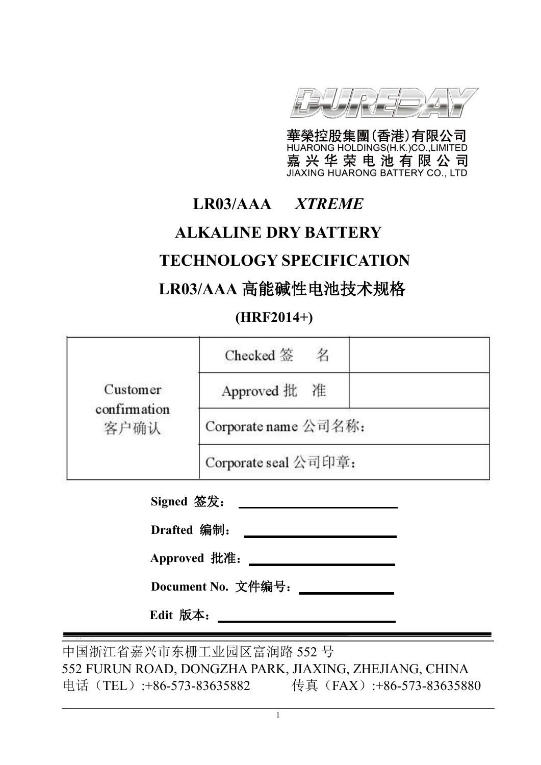DUREDAY

華榮控股集團(香港)有限公司
HUARONG HOLDINGS(H.K.)CO.,LIMITED
嘉 兴 华 荣 电 池 有 限 公 司
JIAXING HUARONG BATTERY CO., LTD

# LR03/AAA *XTREME*

# ALKALINE DRY BATTERY

# TECHNOLOGY SPECIFICATION

# LR03/AAA 高能碱性电池技术规格

**(HRF2014+)**

| Customer confirmation 客户确认 | Checked 签　名 | |
|---|---|---|
| | Approved 批　准 | |
| | Corporate name 公司名称： | |
| | Corporate seal 公司印章： | |

**Signed 签发：** ______________________

**Drafted 编制：** ______________________

**Approved 批准：** ______________________

**Document No. 文件编号：** ______________

**Edit 版本：** ______________________

中国浙江省嘉兴市东栅工业园区富润路 552 号
552 FURUN ROAD, DONGZHA PARK, JIAXING, ZHEJIANG, CHINA
电话（TEL）:+86-573-83635882　　　传真（FAX）:+86-573-83635880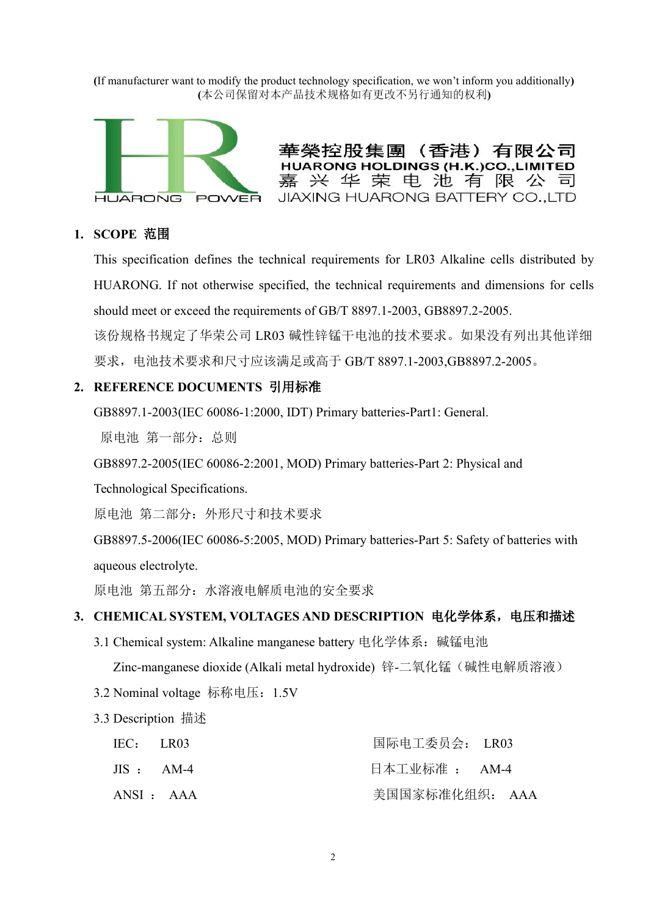(If manufacturer want to modify the product technology specification, we won't inform you additionally)
(本公司保留对本产品技术规格如有更改不另行通知的权利)

華榮控股集團（香港）有限公司
HUARONG HOLDINGS (H.K.)CO.,LIMITED
嘉兴华荣电池有限公司
JIAXING HUARONG BATTERY CO.,LTD

## 1. SCOPE 范围

This specification defines the technical requirements for LR03 Alkaline cells distributed by HUARONG. If not otherwise specified, the technical requirements and dimensions for cells should meet or exceed the requirements of GB/T 8897.1-2003, GB8897.2-2005.

该份规格书规定了华荣公司 LR03 碱性锌锰干电池的技术要求。如果没有列出其他详细要求，电池技术要求和尺寸应该满足或高于 GB/T 8897.1-2003,GB8897.2-2005。

## 2. REFERENCE DOCUMENTS 引用标准

GB8897.1-2003(IEC 60086-1:2000, IDT) Primary batteries-Part1: General.

原电池 第一部分：总则

GB8897.2-2005(IEC 60086-2:2001, MOD) Primary batteries-Part 2: Physical and Technological Specifications.

原电池 第二部分：外形尺寸和技术要求

GB8897.5-2006(IEC 60086-5:2005, MOD) Primary batteries-Part 5: Safety of batteries with aqueous electrolyte.

原电池 第五部分：水溶液电解质电池的安全要求

## 3. CHEMICAL SYSTEM, VOLTAGES AND DESCRIPTION 电化学体系，电压和描述

3.1 Chemical system: Alkaline manganese battery 电化学体系：碱锰电池

Zinc-manganese dioxide (Alkali metal hydroxide) 锌-二氧化锰（碱性电解质溶液）

3.2 Nominal voltage 标称电压：1.5V

3.3 Description 描述

| | | | |
|---|---|---|---|
| IEC: | LR03 | 国际电工委员会： | LR03 |
| JIS ： | AM-4 | 日本工业标准 ： | AM-4 |
| ANSI ： | AAA | 美国国家标准化组织： | AAA |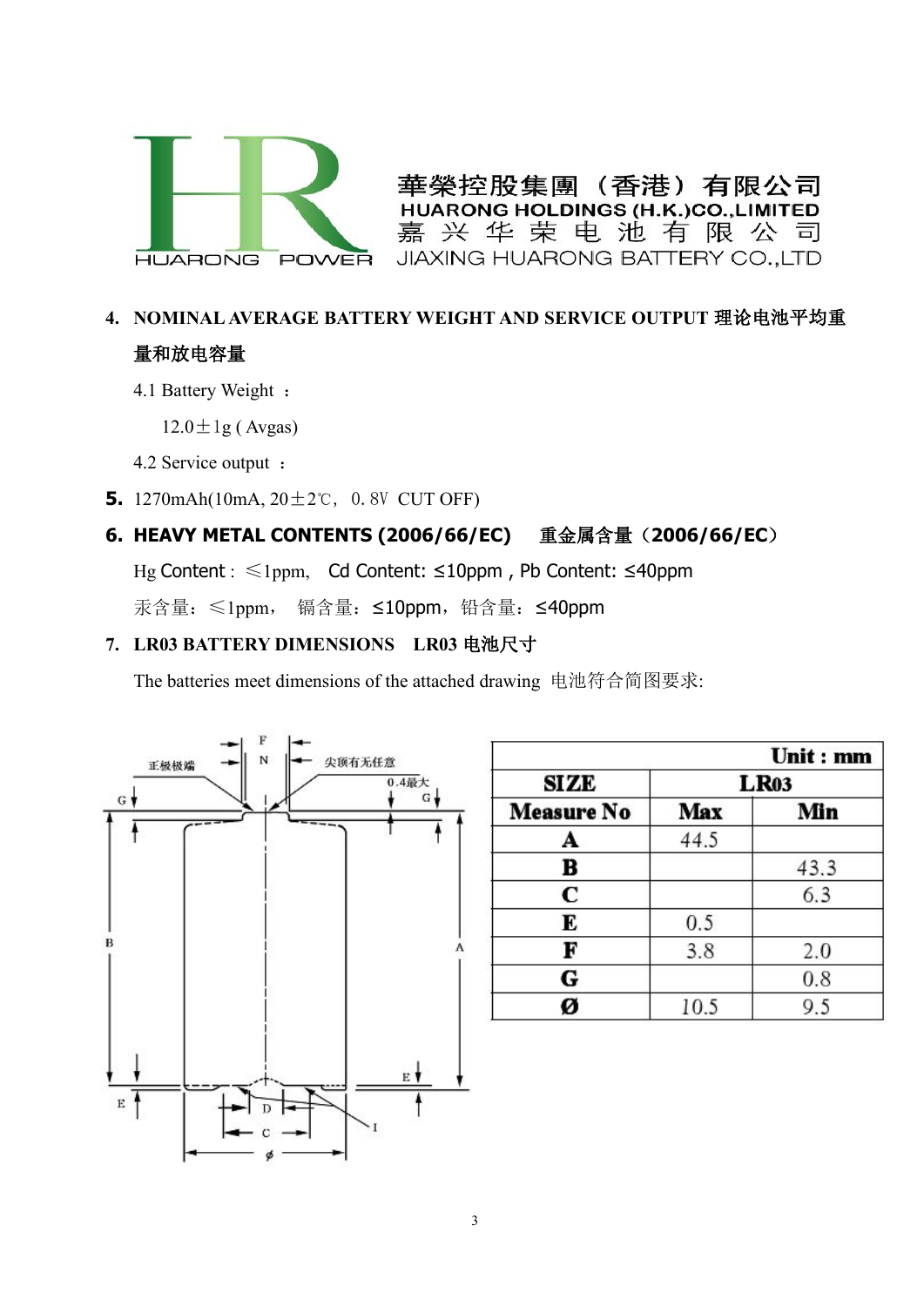華榮控股集團（香港）有限公司
HUARONG HOLDINGS (H.K.)CO.,LIMITED
嘉 兴 华 荣 电 池 有 限 公 司
JIAXING HUARONG BATTERY CO.,LTD

## 4. NOMINAL AVERAGE BATTERY WEIGHT AND SERVICE OUTPUT 理论电池平均重量和放电容量

4.1 Battery Weight ：

12.0±1g ( Avgas)

4.2 Service output ：

**5.** 1270mAh(10mA, 20±2℃，0.8V CUT OFF)

## 6. HEAVY METAL CONTENTS (2006/66/EC) 重金属含量（2006/66/EC）

Hg Content：≤1ppm， Cd Content: ≤10ppm , Pb Content: ≤40ppm

汞含量：≤1ppm， 镉含量：≤10ppm，铅含量：≤40ppm

## 7. LR03 BATTERY DIMENSIONS LR03 电池尺寸

The batteries meet dimensions of the attached drawing 电池符合简图要求:

正极极端 | 尖顶有无任意 | 0.4最大

| Unit : mm | | |
|---|---|---|
| SIZE | LR03 | |
| Measure No | Max | Min |
| A | 44.5 | |
| B | | 43.3 |
| C | | 6.3 |
| E | 0.5 | |
| F | 3.8 | 2.0 |
| G | | 0.8 |
| Ø | 10.5 | 9.5 |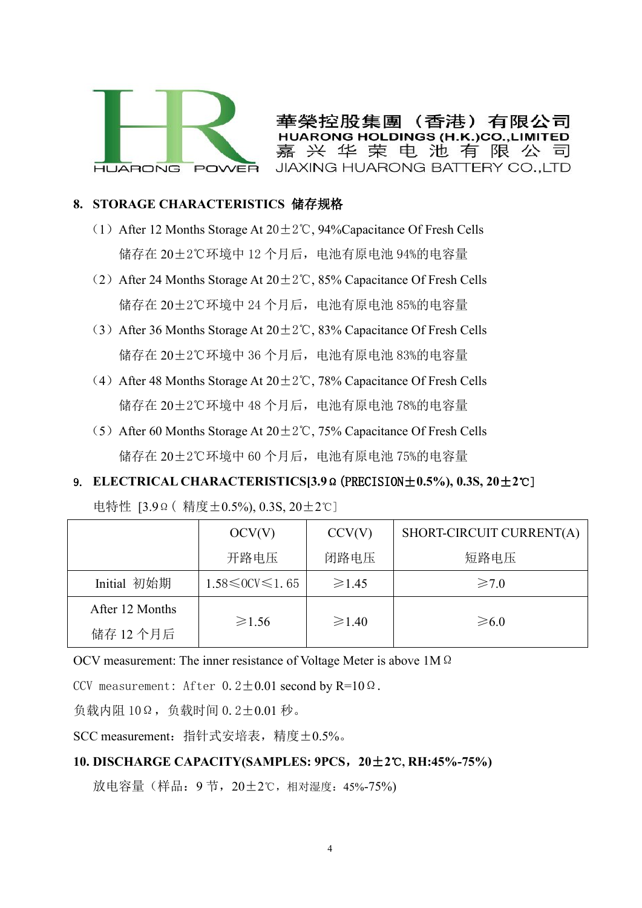## 8. STORAGE CHARACTERISTICS 储存规格

（1）After 12 Months Storage At 20±2℃, 94%Capacitance Of Fresh Cells

储存在 20±2℃环境中 12 个月后，电池有原电池 94%的电容量

（2）After 24 Months Storage At 20±2℃, 85% Capacitance Of Fresh Cells

储存在 20±2℃环境中 24 个月后，电池有原电池 85%的电容量

（3）After 36 Months Storage At 20±2℃, 83% Capacitance Of Fresh Cells

储存在 20±2℃环境中 36 个月后，电池有原电池 83%的电容量

（4）After 48 Months Storage At 20±2℃, 78% Capacitance Of Fresh Cells

储存在 20±2℃环境中 48 个月后，电池有原电池 78%的电容量

（5）After 60 Months Storage At 20±2℃, 75% Capacitance Of Fresh Cells

储存在 20±2℃环境中 60 个月后，电池有原电池 75%的电容量

## 9. ELECTRICAL CHARACTERISTICS[3.9Ω (PRECISION±0.5%), 0.3S, 20±2℃]

电特性 [3.9Ω（ 精度±0.5%), 0.3S, 20±2℃]

| | OCV(V) 开路电压 | CCV(V) 闭路电压 | SHORT-CIRCUIT CURRENT(A) 短路电压 |
|---|---|---|---|
| Initial 初始期 | 1.58≤OCV≤1.65 | ≥1.45 | ≥7.0 |
| After 12 Months 储存 12 个月后 | ≥1.56 | ≥1.40 | ≥6.0 |

OCV measurement: The inner resistance of Voltage Meter is above 1MΩ

CCV measurement: After 0.2±0.01 second by R=10Ω.

负载内阻 10Ω，负载时间 0.2±0.01 秒。

SCC measurement：指针式安培表，精度±0.5%。

## 10. DISCHARGE CAPACITY(SAMPLES: 9PCS，20±2℃, RH:45%-75%)

放电容量（样品：9 节，20±2℃，相对湿度：45%-75%)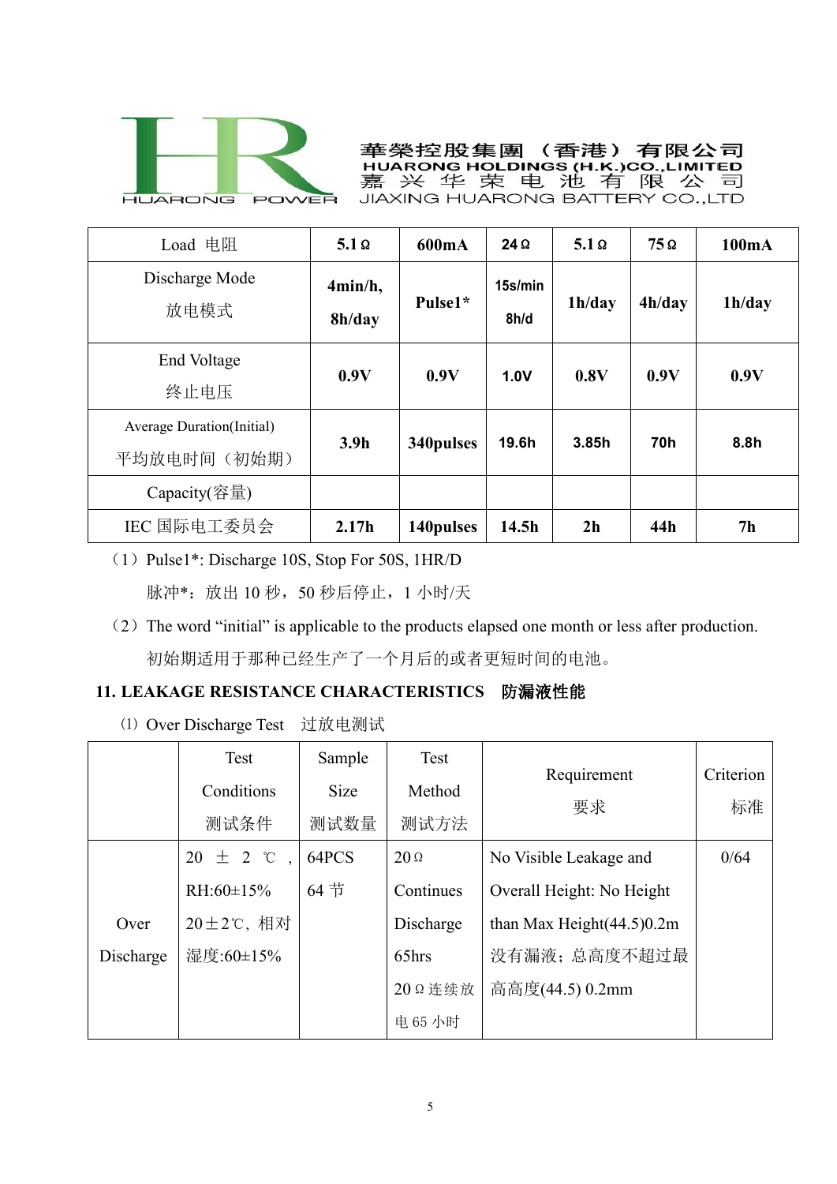| Load 电阻 | 5.1Ω | 600mA | 24Ω | 5.1Ω | 75Ω | 100mA |
|---|---|---|---|---|---|---|
| Discharge Mode 放电模式 | 4min/h, 8h/day | Pulse1* | 15s/min 8h/d | 1h/day | 4h/day | 1h/day |
| End Voltage 终止电压 | 0.9V | 0.9V | 1.0V | 0.8V | 0.9V | 0.9V |
| Average Duration(Initial) 平均放电时间（初始期） | 3.9h | 340pulses | 19.6h | 3.85h | 70h | 8.8h |
| Capacity(容量) | | | | | | |
| IEC 国际电工委员会 | 2.17h | 140pulses | 14.5h | 2h | 44h | 7h |

（1）Pulse1*: Discharge 10S, Stop For 50S, 1HR/D

脉冲*：放出 10 秒，50 秒后停止，1 小时/天

（2）The word “initial” is applicable to the products elapsed one month or less after production.

初始期适用于那种已经生产了一个月后的或者更短时间的电池。

## 11. LEAKAGE RESISTANCE CHARACTERISTICS 防漏液性能

⑴ Over Discharge Test 过放电测试

| | Test Conditions 测试条件 | Sample Size 测试数量 | Test Method 测试方法 | Requirement 要求 | Criterion 标准 |
|---|---|---|---|---|---|
| Over Discharge | 20 ± 2 ℃ , RH:60±15% 20±2℃, 相对湿度:60±15% | 64PCS 64 节 | 20Ω Continues Discharge 65hrs 20Ω连续放电 65 小时 | No Visible Leakage and Overall Height: No Height than Max Height(44.5)0.2m 没有漏液；总高度不超过最高高度(44.5) 0.2mm | 0/64 |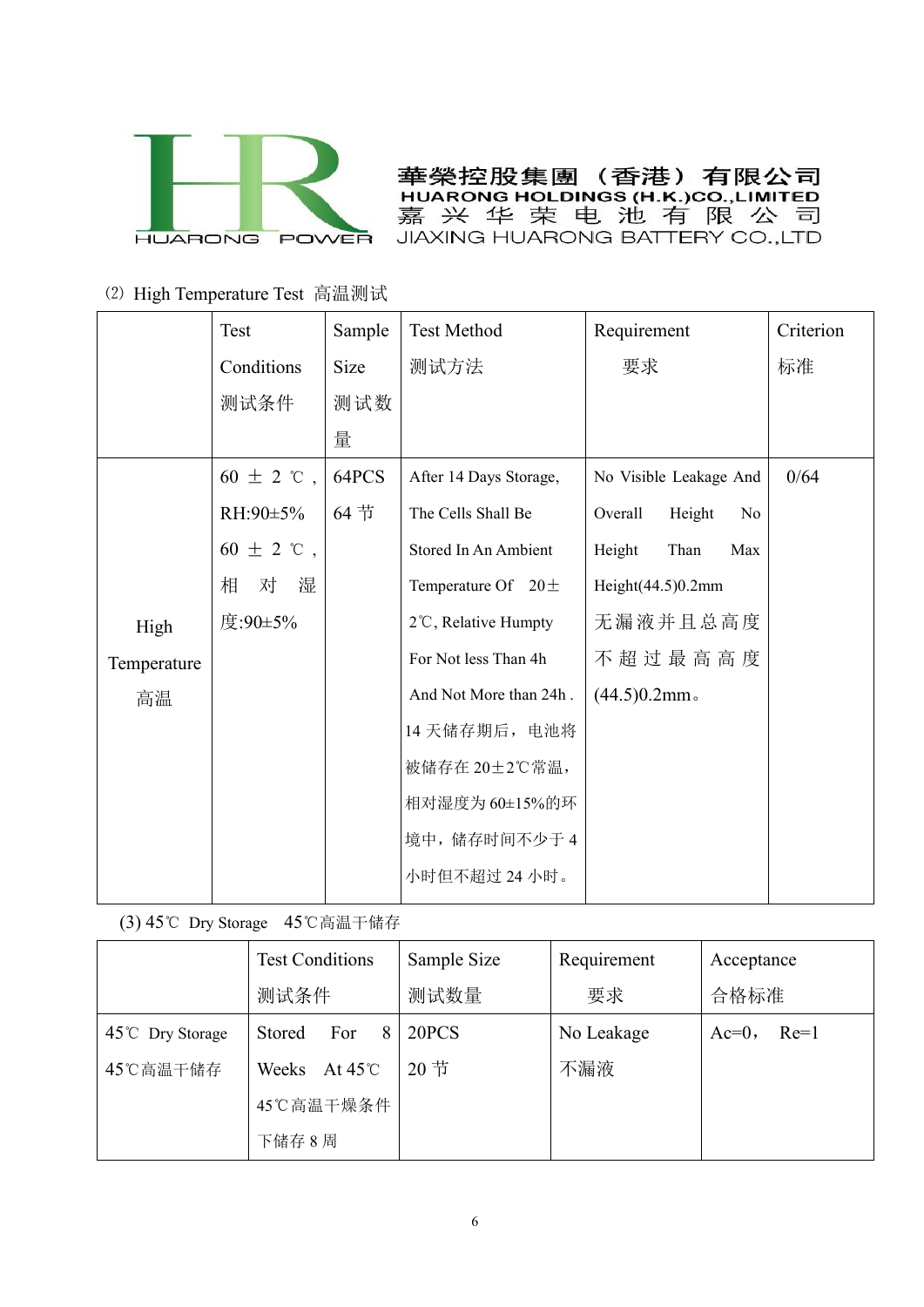(2) High Temperature Test 高温测试

| | Test Conditions 测试条件 | Sample Size 测试数量 | Test Method 测试方法 | Requirement 要求 | Criterion 标准 |
|---|---|---|---|---|---|
| High Temperature 高温 | 60 ± 2 ℃ , RH:90±5% 60 ± 2 ℃ , 相对湿度:90±5% | 64PCS 64 节 | After 14 Days Storage, The Cells Shall Be Stored In An Ambient Temperature Of 20±2℃, Relative Humpty For Not less Than 4h And Not More than 24h . 14 天储存期后，电池将被储存在 20±2℃常温，相对湿度为 60±15%的环境中，储存时间不少于 4 小时但不超过 24 小时。 | No Visible Leakage And Overall Height No Height Than Max Height(44.5)0.2mm 无漏液并且总高度不超过最高高度(44.5)0.2mm。 | 0/64 |

(3) 45℃ Dry Storage 45℃高温干储存

| | Test Conditions 测试条件 | Sample Size 测试数量 | Requirement 要求 | Acceptance 合格标准 |
|---|---|---|---|---|
| 45℃ Dry Storage 45℃高温干储存 | Stored For 8 Weeks At 45℃ 45℃高温干燥条件下储存 8 周 | 20PCS 20 节 | No Leakage 不漏液 | Ac=0， Re=1 |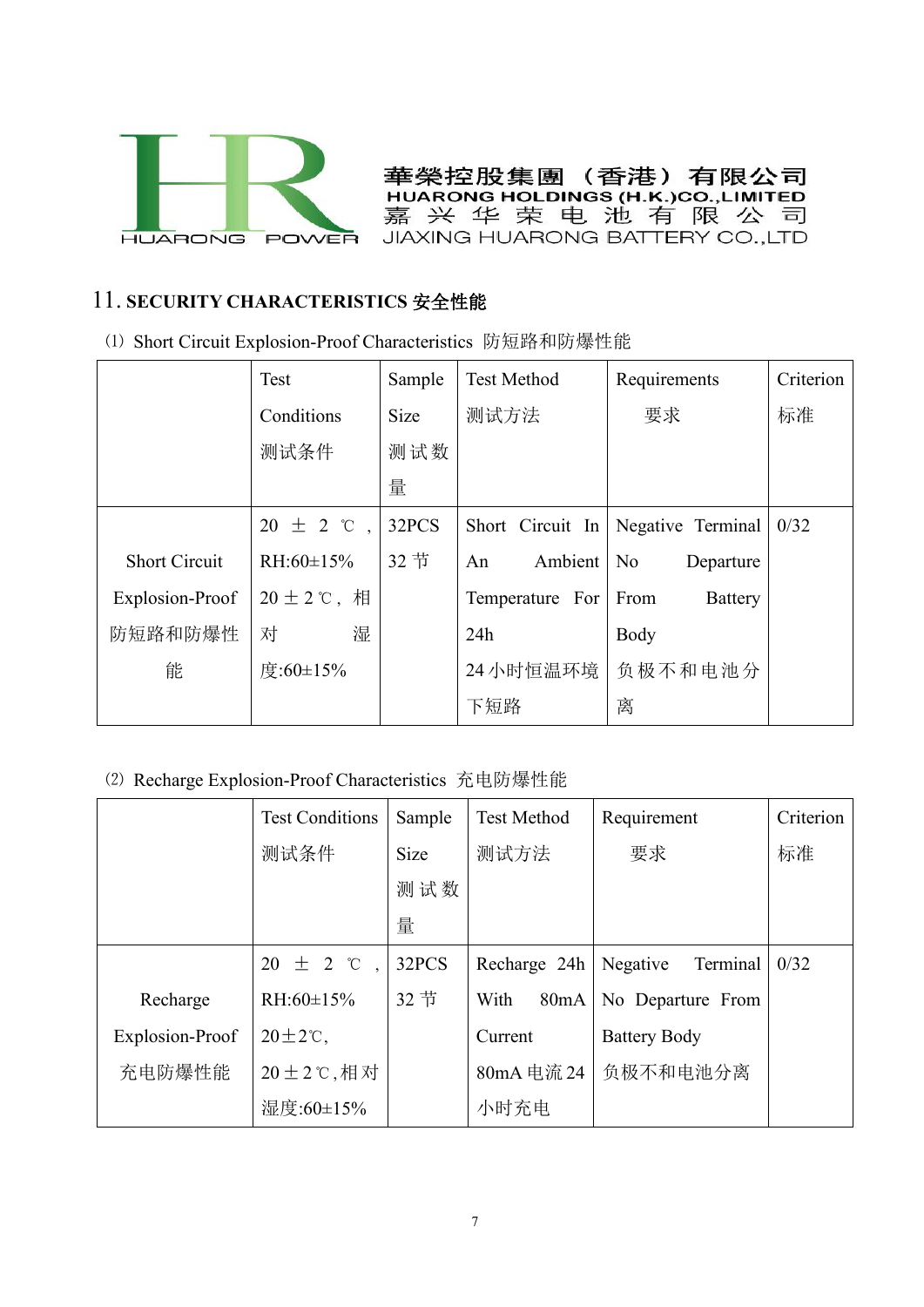## 11. SECURITY CHARACTERISTICS 安全性能

⑴ Short Circuit Explosion-Proof Characteristics 防短路和防爆性能

| | Test Conditions 测试条件 | Sample Size 测试数量 | Test Method 测试方法 | Requirements 要求 | Criterion 标准 |
|---|---|---|---|---|---|
| Short Circuit Explosion-Proof 防短路和防爆性能 | 20 ± 2 ℃, RH:60±15% 20±2℃, 相对湿度:60±15% | 32PCS 32节 | Short Circuit In An Ambient Temperature For 24h 24小时恒温环境下短路 | Negative Terminal No Departure From Battery Body 负极不和电池分离 | 0/32 |

⑵ Recharge Explosion-Proof Characteristics 充电防爆性能

| | Test Conditions 测试条件 | Sample Size 测试数量 | Test Method 测试方法 | Requirement 要求 | Criterion 标准 |
|---|---|---|---|---|---|
| Recharge Explosion-Proof 充电防爆性能 | 20 ± 2 ℃, RH:60±15% 20±2℃, 20±2℃,相对湿度:60±15% | 32PCS 32节 | Recharge 24h With 80mA Current 80mA电流24小时充电 | Negative Terminal No Departure From Battery Body 负极不和电池分离 | 0/32 |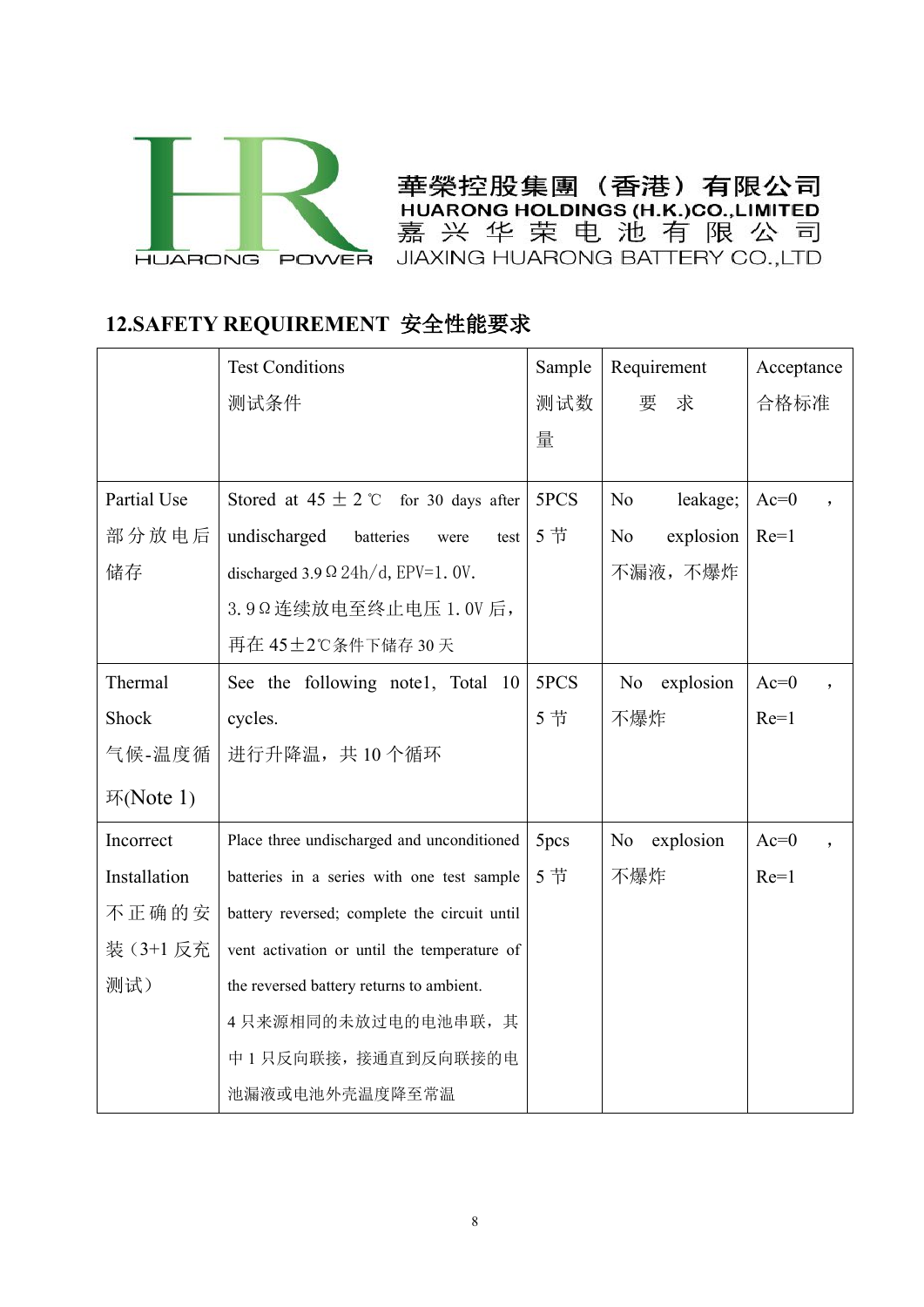華榮控股集團（香港）有限公司
HUARONG HOLDINGS (H.K.)CO.,LIMITED
嘉兴华荣电池有限公司
JIAXING HUARONG BATTERY CO.,LTD

## 12.SAFETY REQUIREMENT 安全性能要求

| | Test Conditions<br>测试条件 | Sample<br>测试数量 | Requirement<br>要 求 | Acceptance<br>合格标准 |
|---|---|---|---|---|
| Partial Use<br>部分放电后储存 | Stored at 45 ± 2 ℃ for 30 days after undischarged batteries were test discharged 3.9 Ω 24h/d, EPV=1.0V.<br>3.9Ω连续放电至终止电压 1.0V 后，再在 45±2℃条件下储存 30 天 | 5PCS<br>5 节 | No leakage; No explosion<br>不漏液，不爆炸 | Ac=0 ，Re=1 |
| Thermal Shock<br>气候-温度循环(Note 1) | See the following note1, Total 10 cycles.<br>进行升降温，共 10 个循环 | 5PCS<br>5 节 | No explosion<br>不爆炸 | Ac=0 ，Re=1 |
| Incorrect Installation<br>不正确的安装（3+1 反充测试） | Place three undischarged and unconditioned batteries in a series with one test sample battery reversed; complete the circuit until vent activation or until the temperature of the reversed battery returns to ambient.<br>4 只来源相同的未放过电的电池串联，其中 1 只反向联接，接通直到反向联接的电池漏液或电池外壳温度降至常温 | 5pcs<br>5 节 | No explosion<br>不爆炸 | Ac=0 ，Re=1 |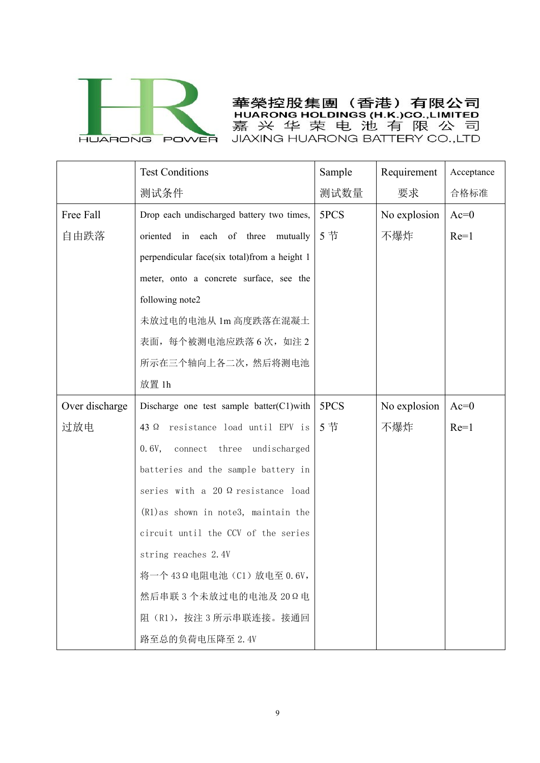| | Test Conditions 测试条件 | Sample 测试数量 | Requirement 要求 | Acceptance 合格标准 |
|---|---|---|---|---|
| Free Fall 自由跌落 | Drop each undischarged battery two times, oriented in each of three mutually perpendicular face(six total)from a height 1 meter, onto a concrete surface, see the following note2 未放过电的电池从 1m 高度跌落在混凝土表面，每个被测电池应跌落 6 次，如注 2 所示在三个轴向上各二次，然后将测电池放置 1h | 5PCS 5 节 | No explosion 不爆炸 | Ac=0 Re=1 |
| Over discharge 过放电 | Discharge one test sample batter(C1)with 43 Ω resistance load until EPV is 0.6V, connect three undischarged batteries and the sample battery in series with a 20 Ω resistance load (R1)as shown in note3, maintain the circuit until the CCV of the series string reaches 2.4V 将一个 43Ω 电阻电池（C1）放电至 0.6V，然后串联 3 个未放过电的电池及 20Ω 电阻（R1），按注 3 所示串联连接。接通回路至总的负荷电压降至 2.4V | 5PCS 5 节 | No explosion 不爆炸 | Ac=0 Re=1 |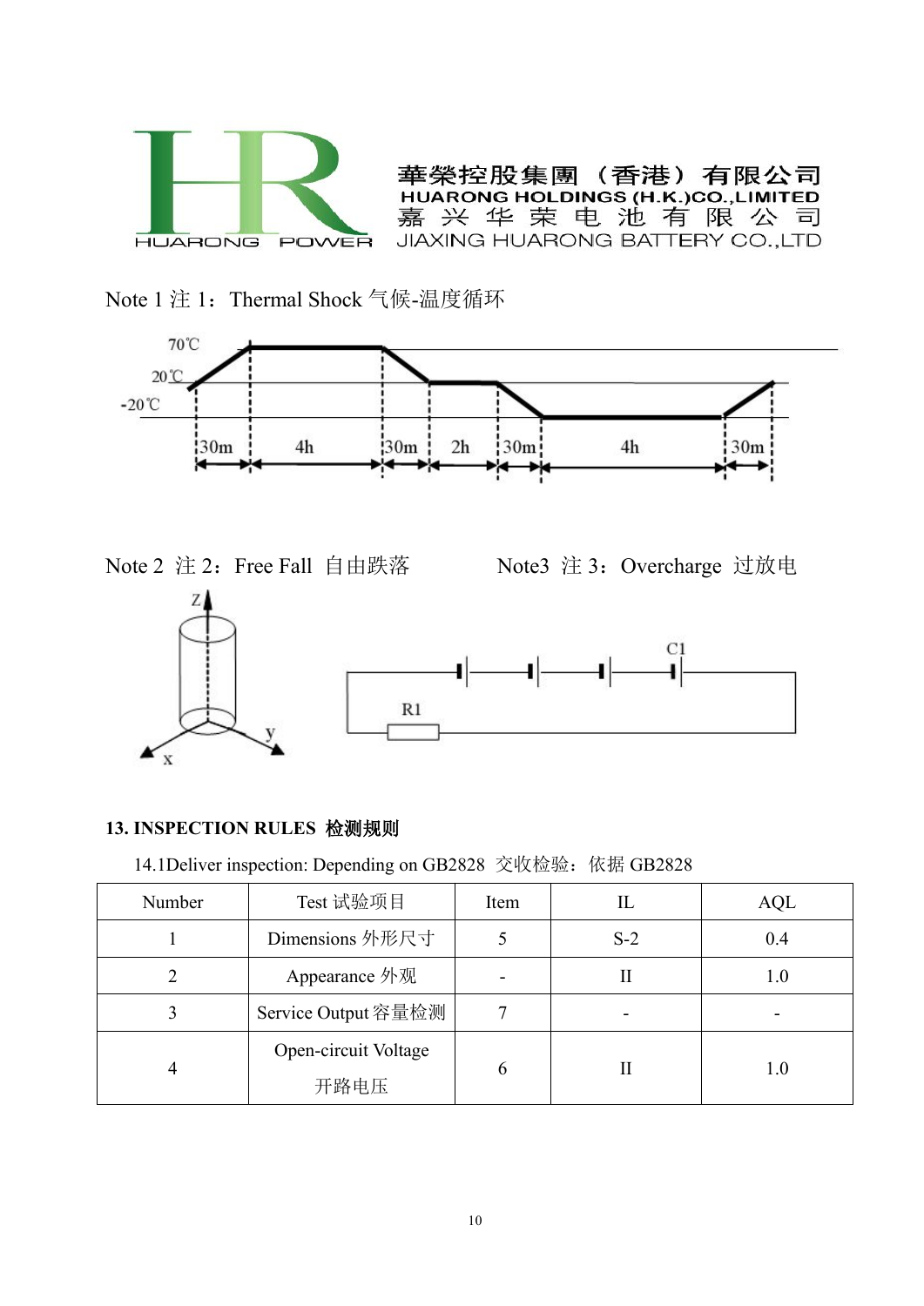Note 1 注 1：Thermal Shock 气候-温度循环

70℃

20℃

-20℃

30m | 4h | 30m | 2h | 30m | 4h | 30m

Note 2 注 2：Free Fall 自由跌落

Note3 注 3：Overcharge 过放电

C1

R1

## 13. INSPECTION RULES 检测规则

14.1Deliver inspection: Depending on GB2828 交收检验：依据 GB2828

| Number | Test 试验项目 | Item | IL | AQL |
|---|---|---|---|---|
| 1 | Dimensions 外形尺寸 | 5 | S-2 | 0.4 |
| 2 | Appearance 外观 | - | II | 1.0 |
| 3 | Service Output 容量检测 | 7 | - | - |
| 4 | Open-circuit Voltage 开路电压 | 6 | II | 1.0 |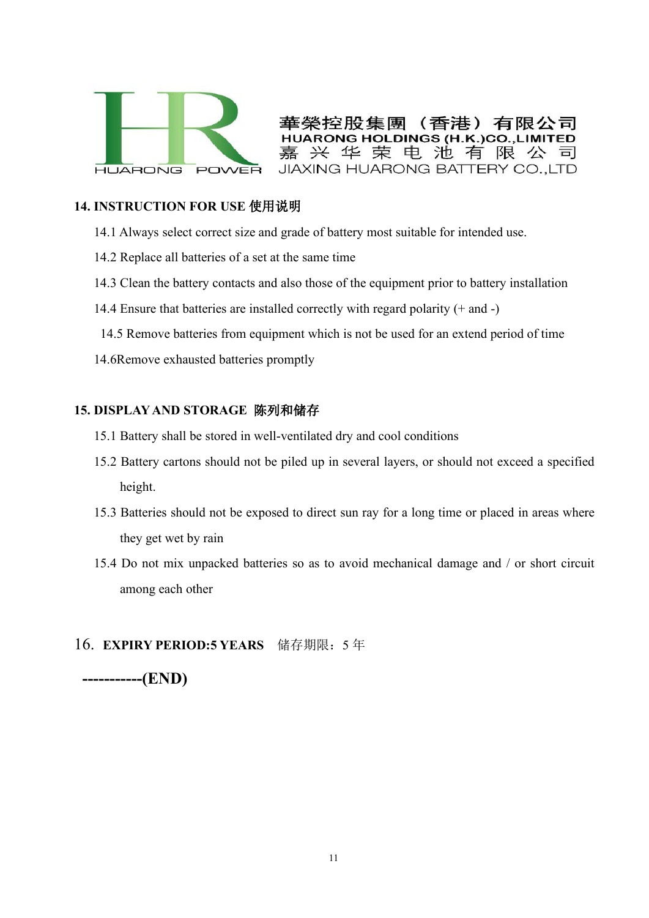## 14. INSTRUCTION FOR USE 使用说明

14.1 Always select correct size and grade of battery most suitable for intended use.

14.2 Replace all batteries of a set at the same time

14.3 Clean the battery contacts and also those of the equipment prior to battery installation

14.4 Ensure that batteries are installed correctly with regard polarity (+ and -)

14.5 Remove batteries from equipment which is not be used for an extend period of time

14.6Remove exhausted batteries promptly

## 15. DISPLAY AND STORAGE 陈列和储存

15.1 Battery shall be stored in well-ventilated dry and cool conditions

15.2 Battery cartons should not be piled up in several layers, or should not exceed a specified height.

15.3 Batteries should not be exposed to direct sun ray for a long time or placed in areas where they get wet by rain

15.4 Do not mix unpacked batteries so as to avoid mechanical damage and / or short circuit among each other

## 16. EXPIRY PERIOD:5 YEARS 储存期限：5 年

**-----------(END)**